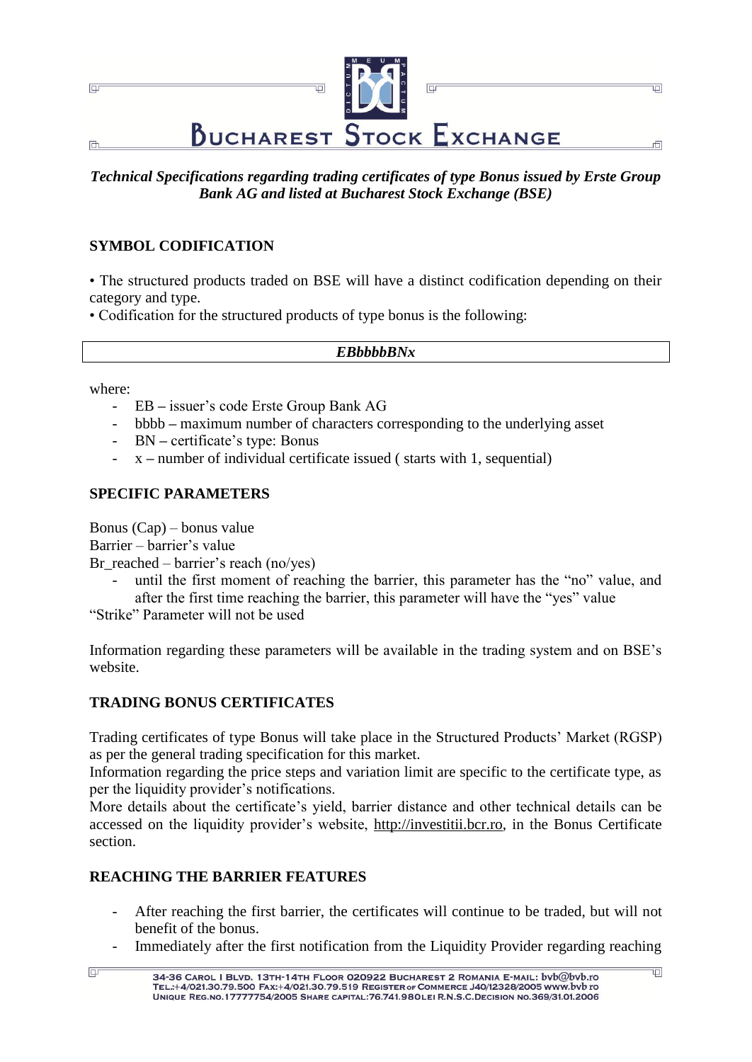*Technical Specifications regarding trading certificates of type Bonus issued by Erste Group Bank AG and listed at Bucharest Stock Exchange (BSE)*

## SYMBOL CODIFICATION

• The structured products traded on BSE will have a distinct codification depending on their category and type.
• Codification for the structured products of type bonus is the following:

| *EBbbbbBNx* |
|---|

where:

- EB – issuer's code Erste Group Bank AG
- bbbb – maximum number of characters corresponding to the underlying asset
- BN – certificate's type: Bonus
- x – number of individual certificate issued ( starts with 1, sequential)

## SPECIFIC PARAMETERS

Bonus (Cap) – bonus value
Barrier – barrier's value
Br_reached – barrier's reach (no/yes)

- until the first moment of reaching the barrier, this parameter has the "no" value, and after the first time reaching the barrier, this parameter will have the "yes" value

"Strike" Parameter will not be used

Information regarding these parameters will be available in the trading system and on BSE's website.

## TRADING BONUS CERTIFICATES

Trading certificates of type Bonus will take place in the Structured Products' Market (RGSP) as per the general trading specification for this market.
Information regarding the price steps and variation limit are specific to the certificate type, as per the liquidity provider's notifications.
More details about the certificate's yield, barrier distance and other technical details can be accessed on the liquidity provider's website, http://investitii.bcr.ro, in the Bonus Certificate section.

## REACHING THE BARRIER FEATURES

- After reaching the first barrier, the certificates will continue to be traded, but will not benefit of the bonus.
- Immediately after the first notification from the Liquidity Provider regarding reaching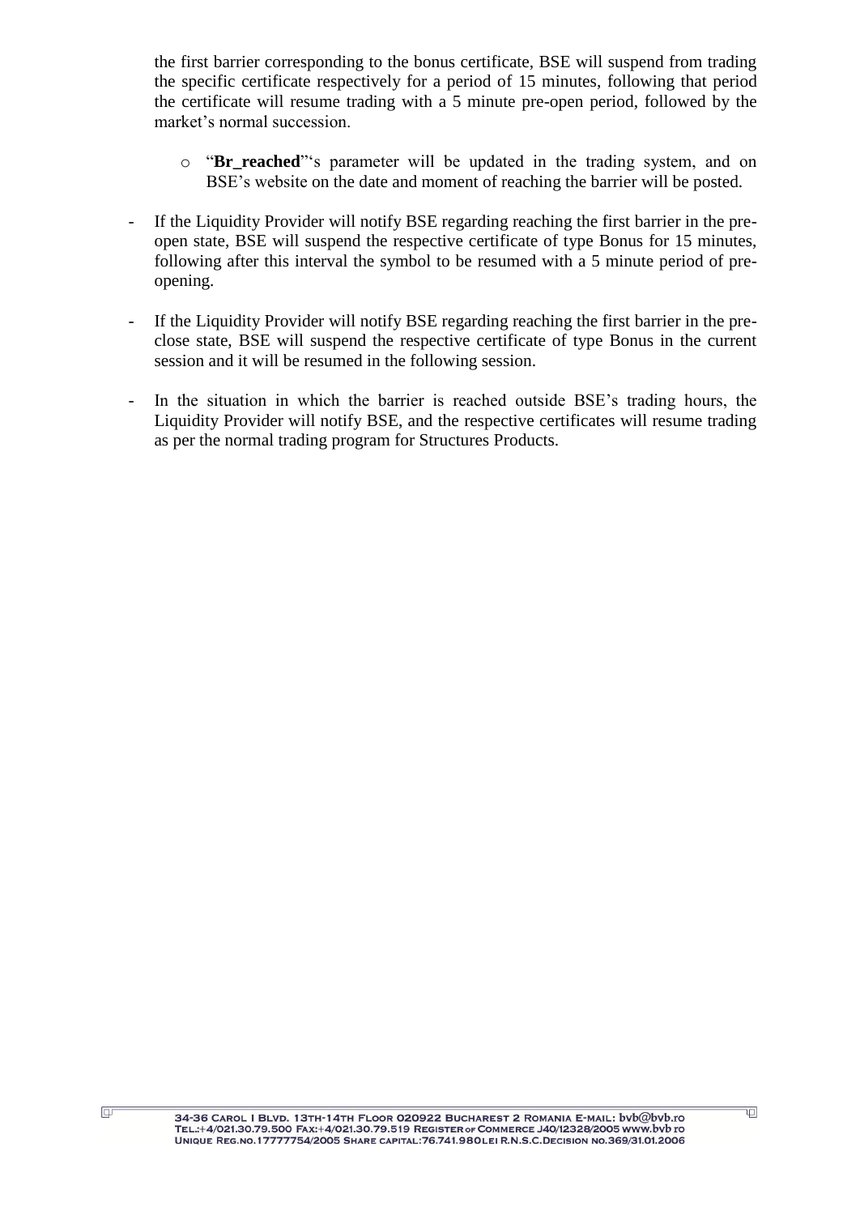the first barrier corresponding to the bonus certificate, BSE will suspend from trading the specific certificate respectively for a period of 15 minutes, following that period the certificate will resume trading with a 5 minute pre-open period, followed by the market's normal succession.

  - "**Br_reached**"'s parameter will be updated in the trading system, and on BSE's website on the date and moment of reaching the barrier will be posted.

- If the Liquidity Provider will notify BSE regarding reaching the first barrier in the pre-open state, BSE will suspend the respective certificate of type Bonus for 15 minutes, following after this interval the symbol to be resumed with a 5 minute period of pre-opening.

- If the Liquidity Provider will notify BSE regarding reaching the first barrier in the pre-close state, BSE will suspend the respective certificate of type Bonus in the current session and it will be resumed in the following session.

- In the situation in which the barrier is reached outside BSE's trading hours, the Liquidity Provider will notify BSE, and the respective certificates will resume trading as per the normal trading program for Structures Products.